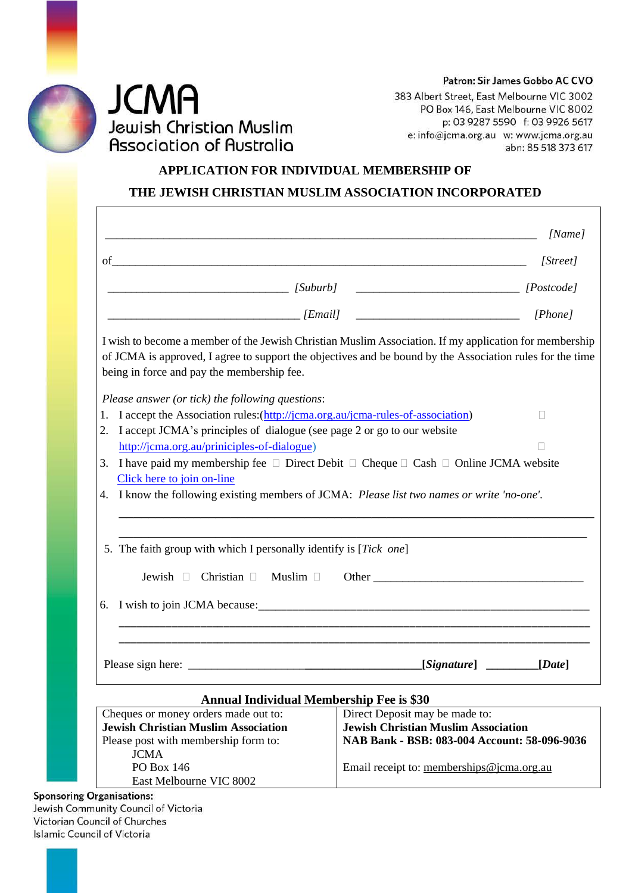# JCMA
## Jewish Christian Muslim Association of Australia

**Patron: Sir James Gobbo AC CVO**
383 Albert Street, East Melbourne VIC 3002
PO Box 146, East Melbourne VIC 8002
p: 03 9287 5590 f: 03 9926 5617
e: info@jcma.org.au w: www.jcma.org.au
abn: 85 518 373 617

## APPLICATION FOR INDIVIDUAL MEMBERSHIP OF THE JEWISH CHRISTIAN MUSLIM ASSOCIATION INCORPORATED

____________________________________________ *[Name]*

of____________________________________________ *[Street]*

____________________ *[Suburb]* ____________________ *[Postcode]*

____________________ *[Email]* ____________________ *[Phone]*

I wish to become a member of the Jewish Christian Muslim Association. If my application for membership of JCMA is approved, I agree to support the objectives and be bound by the Association rules for the time being in force and pay the membership fee.

*Please answer (or tick) the following questions*:

1. I accept the Association rules:(http://jcma.org.au/jcma-rules-of-association) ☐
2. I accept JCMA's principles of dialogue (see page 2 or go to our website http://jcma.org.au/priniciples-of-dialogue) ☐
3. I have paid my membership fee ☐ Direct Debit ☐ Cheque ☐ Cash ☐ Online JCMA website
   Click here to join on-line
4. I know the following existing members of JCMA: *Please list two names or write 'no-one'.*

   ____________________________________________

   ____________________________________________

5. The faith group with which I personally identify is [*Tick one*]

   Jewish ☐ Christian ☐ Muslim ☐ Other ____________________

6. I wish to join JCMA because:____________________________________________

   ____________________________________________

   ____________________________________________

Please sign here: ________________________ **[*Signature*]** ________ **[*Date*]**

### Annual Individual Membership Fee is $30

| Cheques or money orders made out to: | Direct Deposit may be made to: |
|---|---|
| **Jewish Christian Muslim Association** | **Jewish Christian Muslim Association** |
| Please post with membership form to: | **NAB Bank - BSB: 083-004 Account: 58-096-9036** |
| JCMA<br>PO Box 146<br>East Melbourne VIC 8002 | Email receipt to: memberships@jcma.org.au |

**Sponsoring Organisations:**
Jewish Community Council of Victoria
Victorian Council of Churches
Islamic Council of Victoria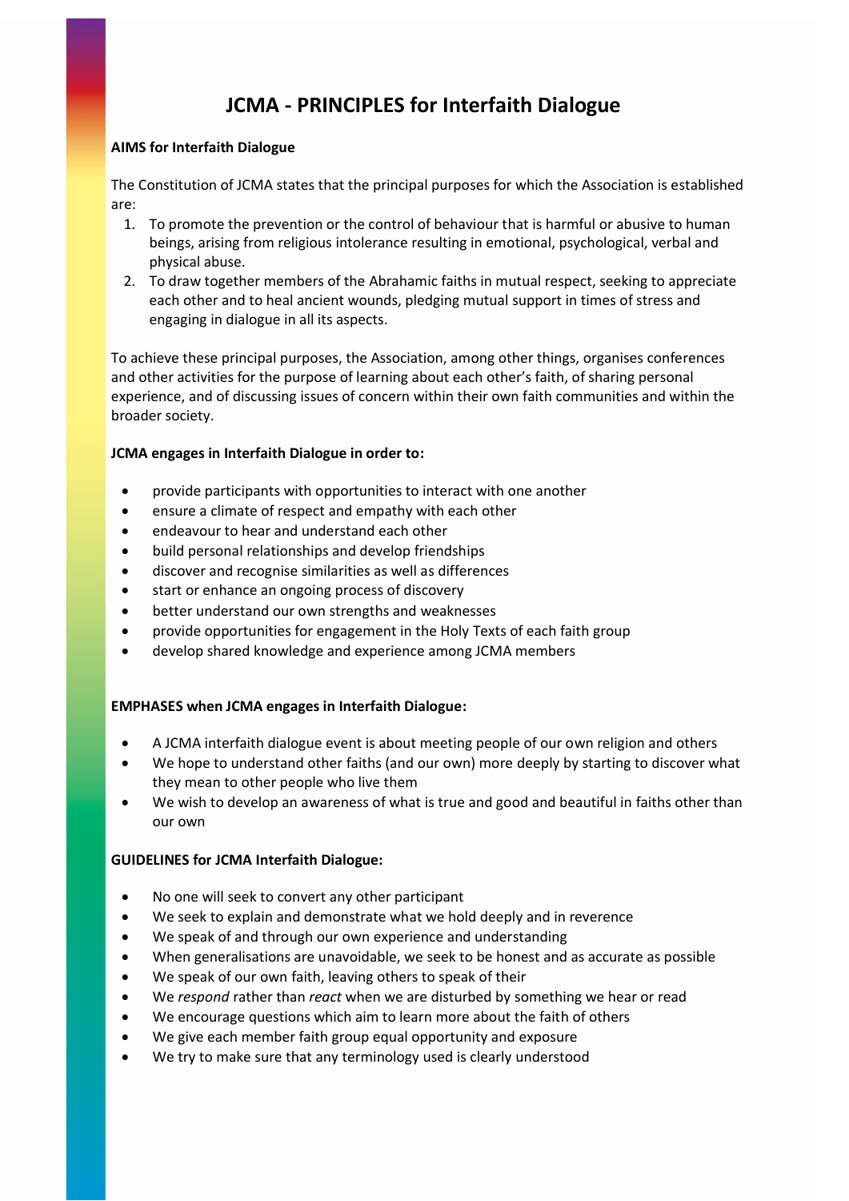# JCMA - PRINCIPLES for Interfaith Dialogue

**AIMS for Interfaith Dialogue**

The Constitution of JCMA states that the principal purposes for which the Association is established are:

1. To promote the prevention or the control of behaviour that is harmful or abusive to human beings, arising from religious intolerance resulting in emotional, psychological, verbal and physical abuse.
2. To draw together members of the Abrahamic faiths in mutual respect, seeking to appreciate each other and to heal ancient wounds, pledging mutual support in times of stress and engaging in dialogue in all its aspects.

To achieve these principal purposes, the Association, among other things, organises conferences and other activities for the purpose of learning about each other's faith, of sharing personal experience, and of discussing issues of concern within their own faith communities and within the broader society.

**JCMA engages in Interfaith Dialogue in order to:**

- provide participants with opportunities to interact with one another
- ensure a climate of respect and empathy with each other
- endeavour to hear and understand each other
- build personal relationships and develop friendships
- discover and recognise similarities as well as differences
- start or enhance an ongoing process of discovery
- better understand our own strengths and weaknesses
- provide opportunities for engagement in the Holy Texts of each faith group
- develop shared knowledge and experience among JCMA members

**EMPHASES when JCMA engages in Interfaith Dialogue:**

- A JCMA interfaith dialogue event is about meeting people of our own religion and others
- We hope to understand other faiths (and our own) more deeply by starting to discover what they mean to other people who live them
- We wish to develop an awareness of what is true and good and beautiful in faiths other than our own

**GUIDELINES for JCMA Interfaith Dialogue:**

- No one will seek to convert any other participant
- We seek to explain and demonstrate what we hold deeply and in reverence
- We speak of and through our own experience and understanding
- When generalisations are unavoidable, we seek to be honest and as accurate as possible
- We speak of our own faith, leaving others to speak of their
- We *respond* rather than *react* when we are disturbed by something we hear or read
- We encourage questions which aim to learn more about the faith of others
- We give each member faith group equal opportunity and exposure
- We try to make sure that any terminology used is clearly understood